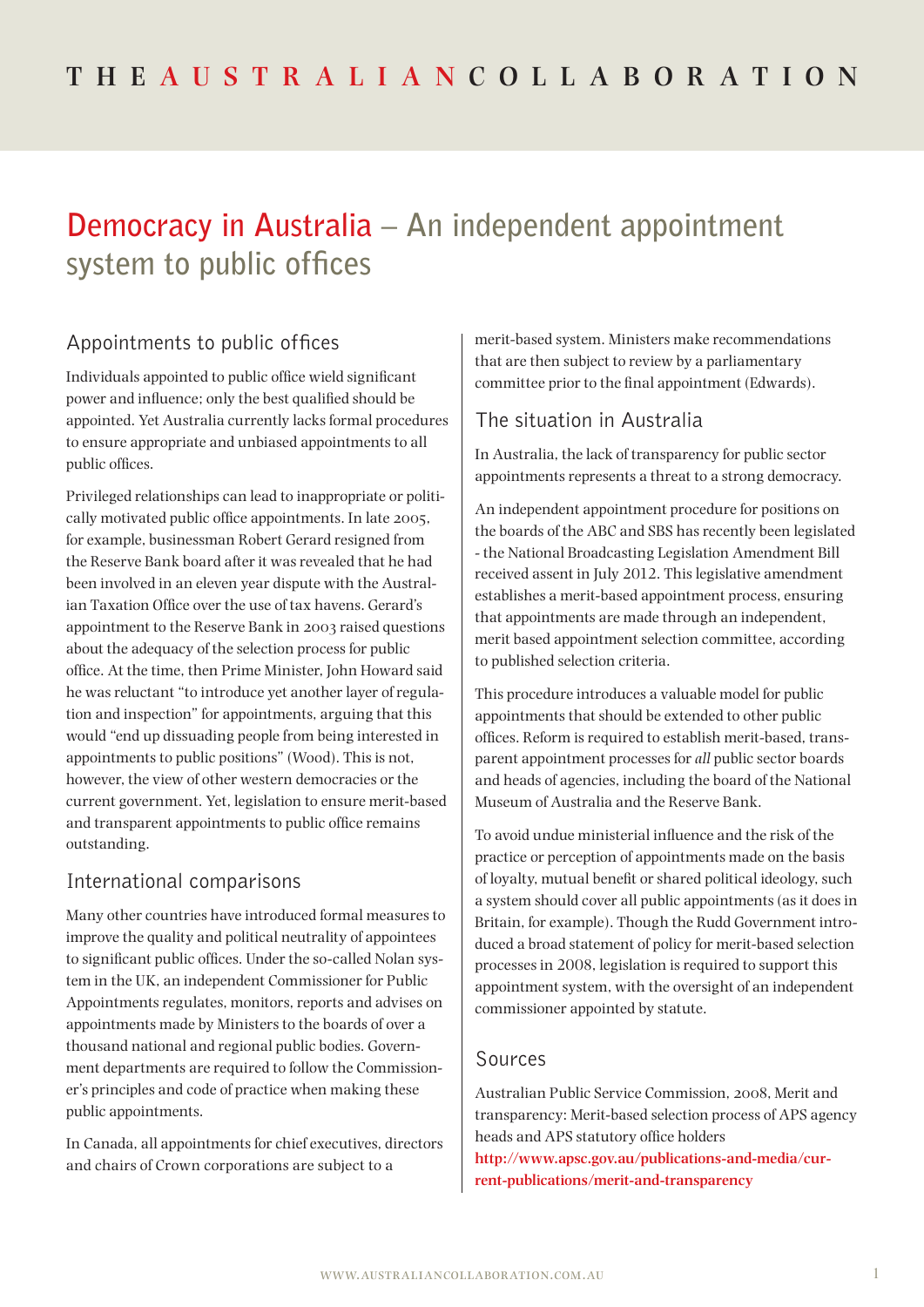THE AUSTRALIAN COLLABORATION

# Democracy in Australia – An independent appointment system to public offices

## Appointments to public offices

Individuals appointed to public office wield significant power and influence; only the best qualified should be appointed. Yet Australia currently lacks formal procedures to ensure appropriate and unbiased appointments to all public offices.

Privileged relationships can lead to inappropriate or politically motivated public office appointments. In late 2005, for example, businessman Robert Gerard resigned from the Reserve Bank board after it was revealed that he had been involved in an eleven year dispute with the Australian Taxation Office over the use of tax havens. Gerard's appointment to the Reserve Bank in 2003 raised questions about the adequacy of the selection process for public office. At the time, then Prime Minister, John Howard said he was reluctant "to introduce yet another layer of regulation and inspection" for appointments, arguing that this would "end up dissuading people from being interested in appointments to public positions" (Wood). This is not, however, the view of other western democracies or the current government. Yet, legislation to ensure merit-based and transparent appointments to public office remains outstanding.

## International comparisons

Many other countries have introduced formal measures to improve the quality and political neutrality of appointees to significant public offices. Under the so-called Nolan system in the UK, an independent Commissioner for Public Appointments regulates, monitors, reports and advises on appointments made by Ministers to the boards of over a thousand national and regional public bodies. Government departments are required to follow the Commissioner's principles and code of practice when making these public appointments.

In Canada, all appointments for chief executives, directors and chairs of Crown corporations are subject to a merit-based system. Ministers make recommendations that are then subject to review by a parliamentary committee prior to the final appointment (Edwards).

## The situation in Australia

In Australia, the lack of transparency for public sector appointments represents a threat to a strong democracy.

An independent appointment procedure for positions on the boards of the ABC and SBS has recently been legislated - the National Broadcasting Legislation Amendment Bill received assent in July 2012. This legislative amendment establishes a merit-based appointment process, ensuring that appointments are made through an independent, merit based appointment selection committee, according to published selection criteria.

This procedure introduces a valuable model for public appointments that should be extended to other public offices. Reform is required to establish merit-based, transparent appointment processes for *all* public sector boards and heads of agencies, including the board of the National Museum of Australia and the Reserve Bank.

To avoid undue ministerial influence and the risk of the practice or perception of appointments made on the basis of loyalty, mutual benefit or shared political ideology, such a system should cover all public appointments (as it does in Britain, for example). Though the Rudd Government introduced a broad statement of policy for merit-based selection processes in 2008, legislation is required to support this appointment system, with the oversight of an independent commissioner appointed by statute.

## Sources

Australian Public Service Commission, 2008, Merit and transparency: Merit-based selection process of APS agency heads and APS statutory office holders
**http://www.apsc.gov.au/publications-and-media/current-publications/merit-and-transparency**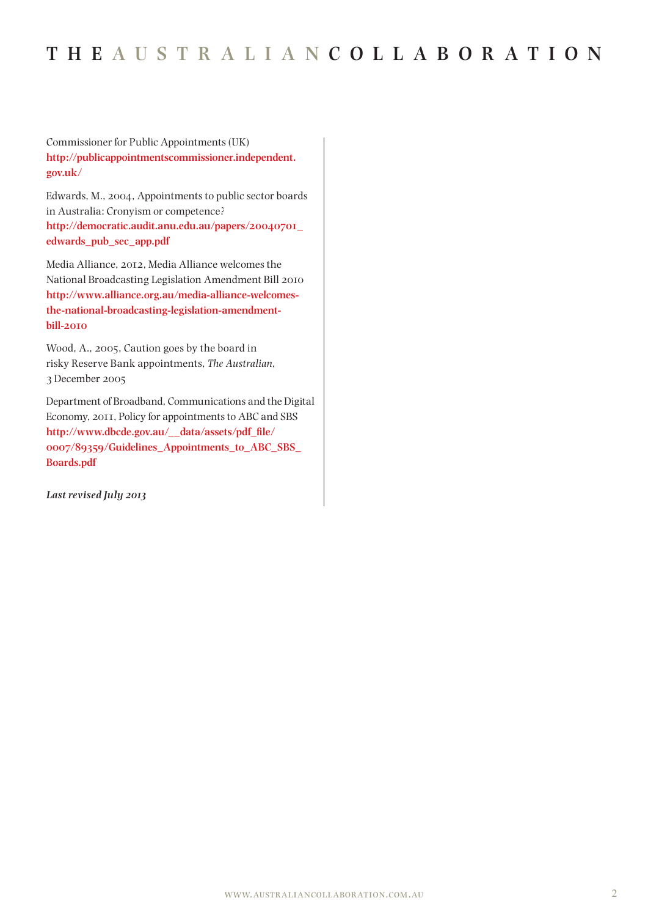Commissioner for Public Appointments (UK)
**http://publicappointmentscommissioner.independent.gov.uk/**

Edwards, M., 2004, Appointments to public sector boards in Australia: Cronyism or competence?
**http://democratic.audit.anu.edu.au/papers/20040701_edwards_pub_sec_app.pdf**

Media Alliance, 2012, Media Alliance welcomes the National Broadcasting Legislation Amendment Bill 2010
**http://www.alliance.org.au/media-alliance-welcomes-the-national-broadcasting-legislation-amendment-bill-2010**

Wood, A., 2005, Caution goes by the board in risky Reserve Bank appointments, *The Australian*, 3 December 2005

Department of Broadband, Communications and the Digital Economy, 2011, Policy for appointments to ABC and SBS
**http://www.dbcde.gov.au/__data/assets/pdf_file/0007/89359/Guidelines_Appointments_to_ABC_SBS_Boards.pdf**

***Last revised July 2013***